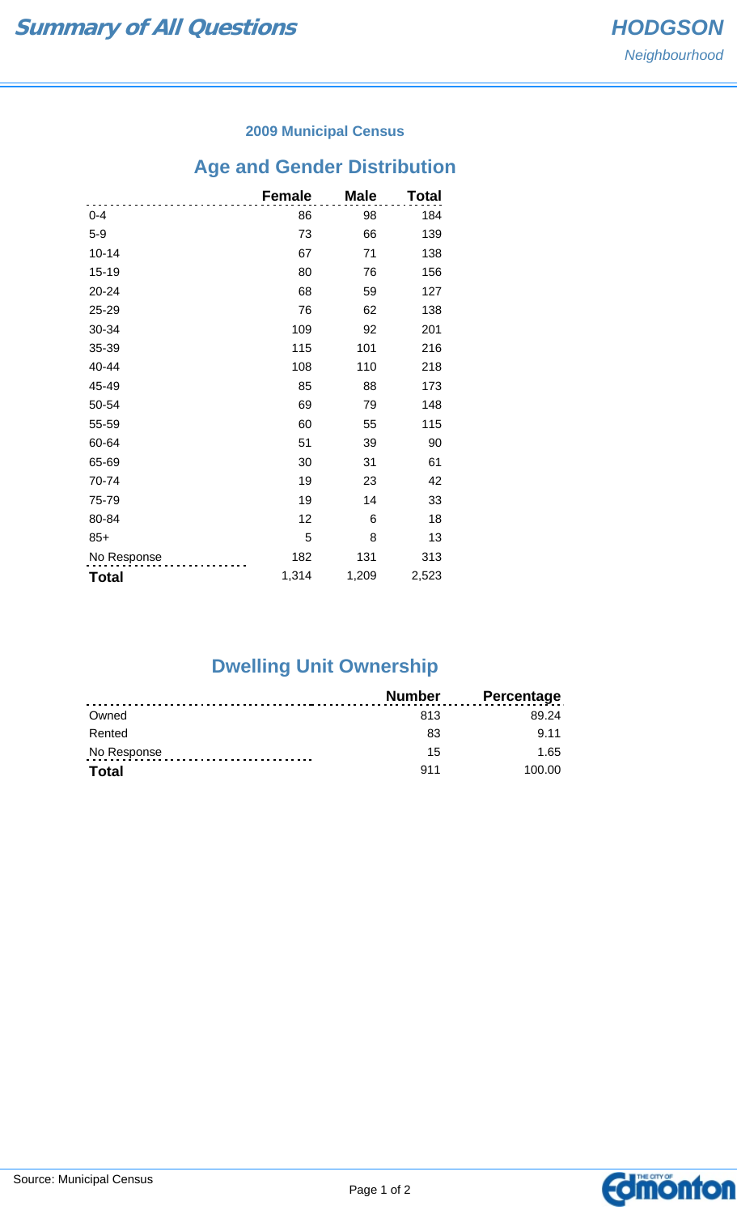# Summary of All Questions

## HODGSON

*Neighbourhood*

### 2009 Municipal Census

## Age and Gender Distribution

| | Female | Male | Total |
|---|---|---|---|
| 0-4 | 86 | 98 | 184 |
| 5-9 | 73 | 66 | 139 |
| 10-14 | 67 | 71 | 138 |
| 15-19 | 80 | 76 | 156 |
| 20-24 | 68 | 59 | 127 |
| 25-29 | 76 | 62 | 138 |
| 30-34 | 109 | 92 | 201 |
| 35-39 | 115 | 101 | 216 |
| 40-44 | 108 | 110 | 218 |
| 45-49 | 85 | 88 | 173 |
| 50-54 | 69 | 79 | 148 |
| 55-59 | 60 | 55 | 115 |
| 60-64 | 51 | 39 | 90 |
| 65-69 | 30 | 31 | 61 |
| 70-74 | 19 | 23 | 42 |
| 75-79 | 19 | 14 | 33 |
| 80-84 | 12 | 6 | 18 |
| 85+ | 5 | 8 | 13 |
| No Response | 182 | 131 | 313 |
| **Total** | 1,314 | 1,209 | 2,523 |

## Dwelling Unit Ownership

| | Number | Percentage |
|---|---|---|
| Owned | 813 | 89.24 |
| Rented | 83 | 9.11 |
| No Response | 15 | 1.65 |
| **Total** | 911 | 100.00 |

Source: Municipal Census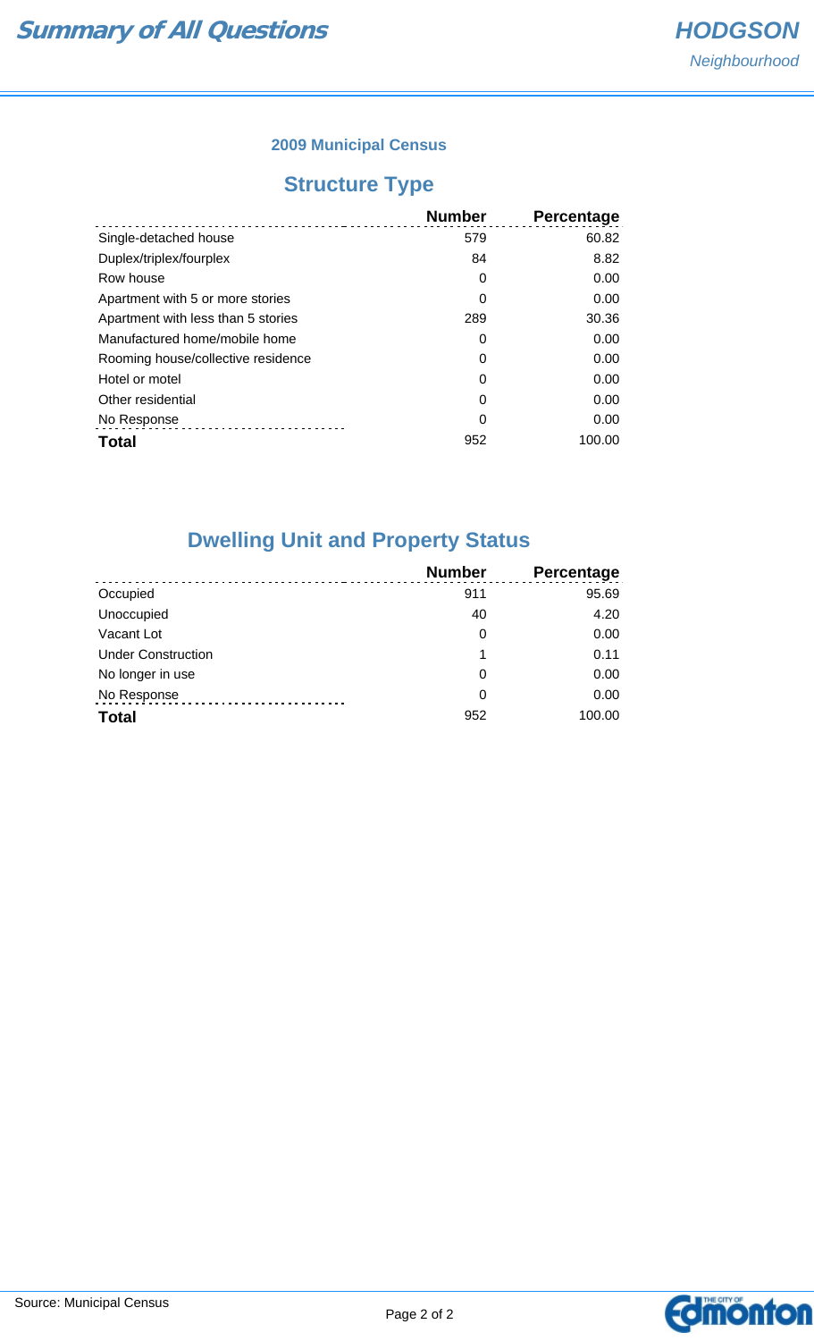# Summary of All Questions

## HODGSON *Neighbourhood*

### 2009 Municipal Census

## Structure Type

| | Number | Percentage |
|---|---|---|
| Single-detached house | 579 | 60.82 |
| Duplex/triplex/fourplex | 84 | 8.82 |
| Row house | 0 | 0.00 |
| Apartment with 5 or more stories | 0 | 0.00 |
| Apartment with less than 5 stories | 289 | 30.36 |
| Manufactured home/mobile home | 0 | 0.00 |
| Rooming house/collective residence | 0 | 0.00 |
| Hotel or motel | 0 | 0.00 |
| Other residential | 0 | 0.00 |
| No Response | 0 | 0.00 |
| **Total** | 952 | 100.00 |

## Dwelling Unit and Property Status

| | Number | Percentage |
|---|---|---|
| Occupied | 911 | 95.69 |
| Unoccupied | 40 | 4.20 |
| Vacant Lot | 0 | 0.00 |
| Under Construction | 1 | 0.11 |
| No longer in use | 0 | 0.00 |
| No Response | 0 | 0.00 |
| **Total** | 952 | 100.00 |

Source: Municipal Census